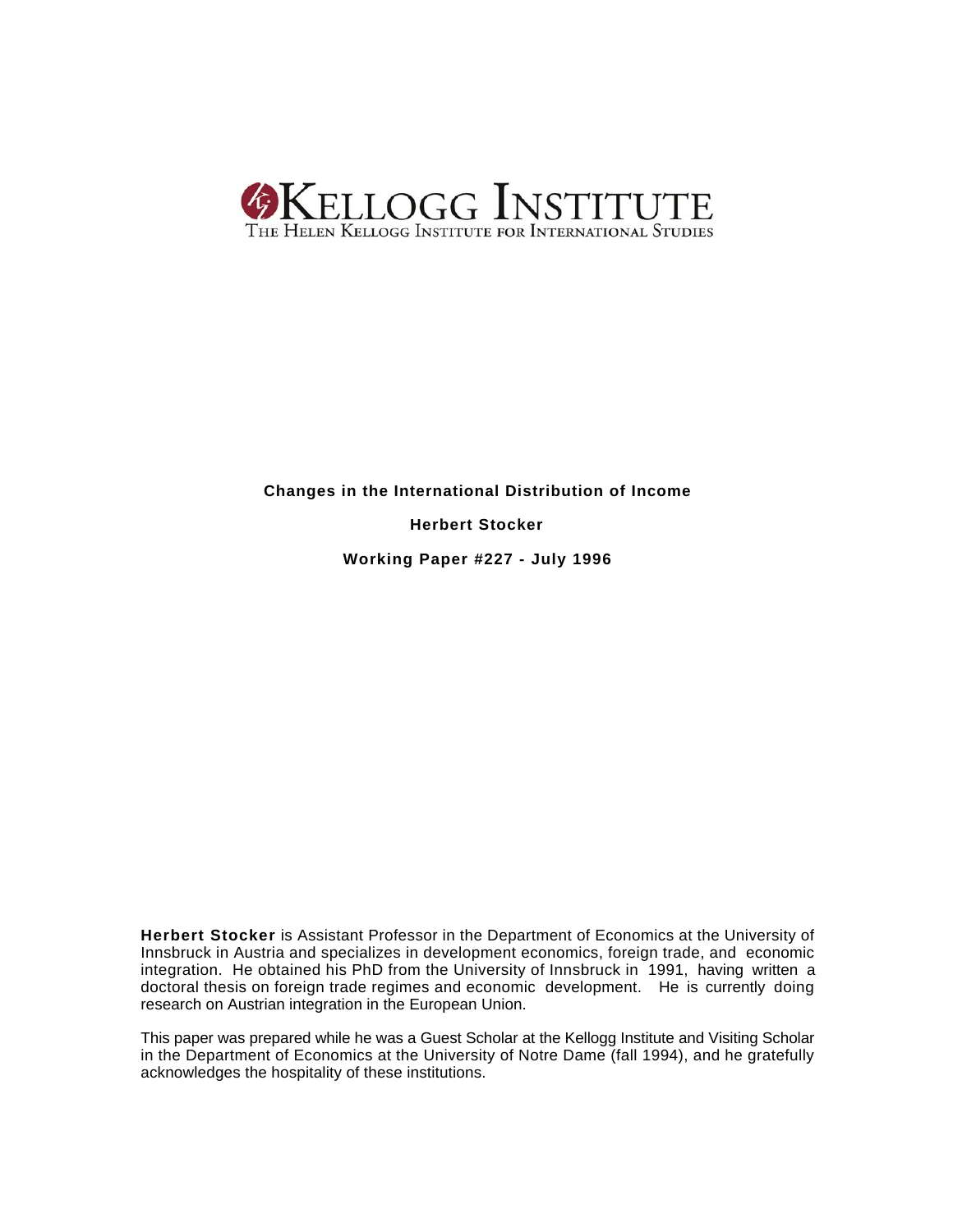KELLOGG INSTITUTE
THE HELEN KELLOGG INSTITUTE FOR INTERNATIONAL STUDIES

**Changes in the International Distribution of Income**

**Herbert Stocker**

**Working Paper #227 - July 1996**

**Herbert Stocker** is Assistant Professor in the Department of Economics at the University of Innsbruck in Austria and specializes in development economics, foreign trade, and economic integration. He obtained his PhD from the University of Innsbruck in 1991, having written a doctoral thesis on foreign trade regimes and economic development. He is currently doing research on Austrian integration in the European Union.

This paper was prepared while he was a Guest Scholar at the Kellogg Institute and Visiting Scholar in the Department of Economics at the University of Notre Dame (fall 1994), and he gratefully acknowledges the hospitality of these institutions.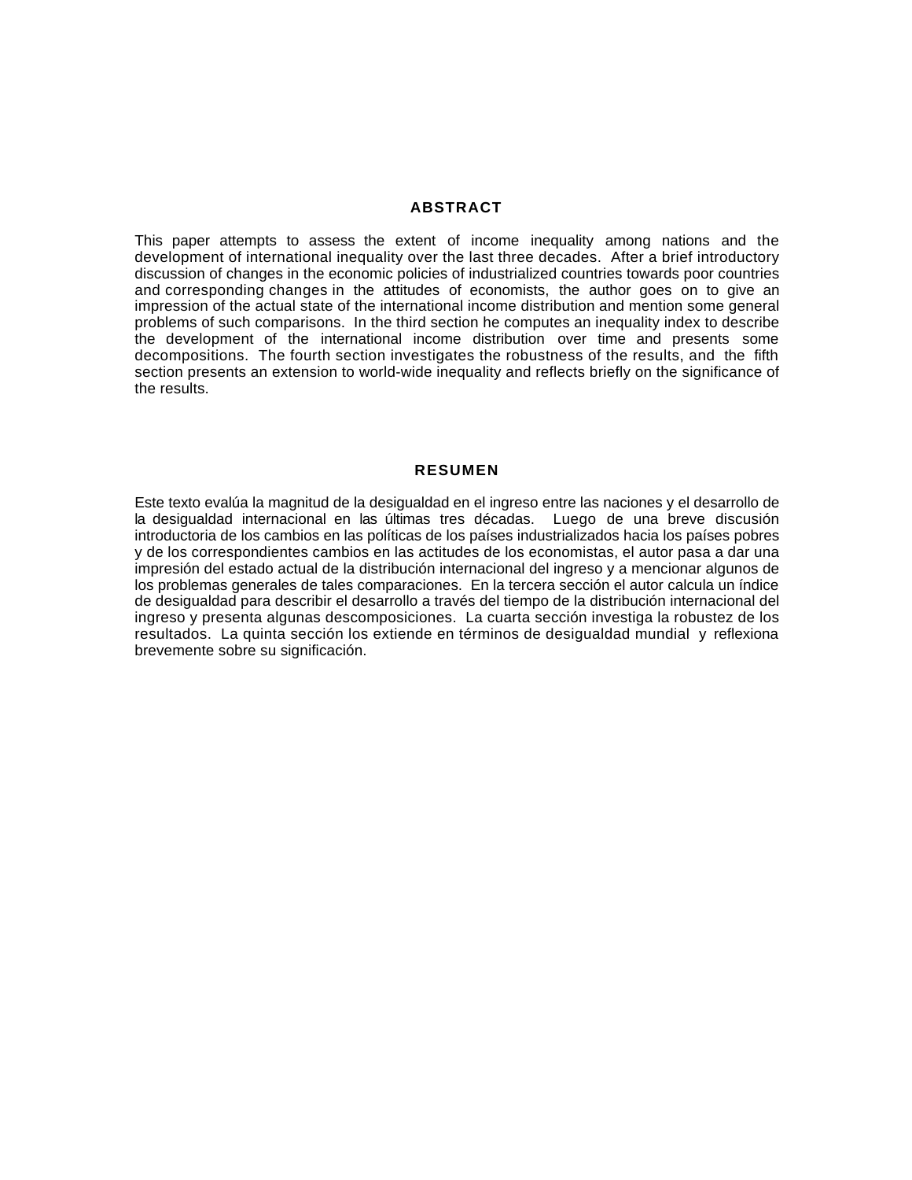## ABSTRACT

This paper attempts to assess the extent of income inequality among nations and the development of international inequality over the last three decades. After a brief introductory discussion of changes in the economic policies of industrialized countries towards poor countries and corresponding changes in the attitudes of economists, the author goes on to give an impression of the actual state of the international income distribution and mention some general problems of such comparisons. In the third section he computes an inequality index to describe the development of the international income distribution over time and presents some decompositions. The fourth section investigates the robustness of the results, and the fifth section presents an extension to world-wide inequality and reflects briefly on the significance of the results.

## RESUMEN

Este texto evalúa la magnitud de la desigualdad en el ingreso entre las naciones y el desarrollo de la desigualdad internacional en las últimas tres décadas. Luego de una breve discusión introductoria de los cambios en las políticas de los países industrializados hacia los países pobres y de los correspondientes cambios en las actitudes de los economistas, el autor pasa a dar una impresión del estado actual de la distribución internacional del ingreso y a mencionar algunos de los problemas generales de tales comparaciones. En la tercera sección el autor calcula un índice de desigualdad para describir el desarrollo a través del tiempo de la distribución internacional del ingreso y presenta algunas descomposiciones. La cuarta sección investiga la robustez de los resultados. La quinta sección los extiende en términos de desigualdad mundial y reflexiona brevemente sobre su significación.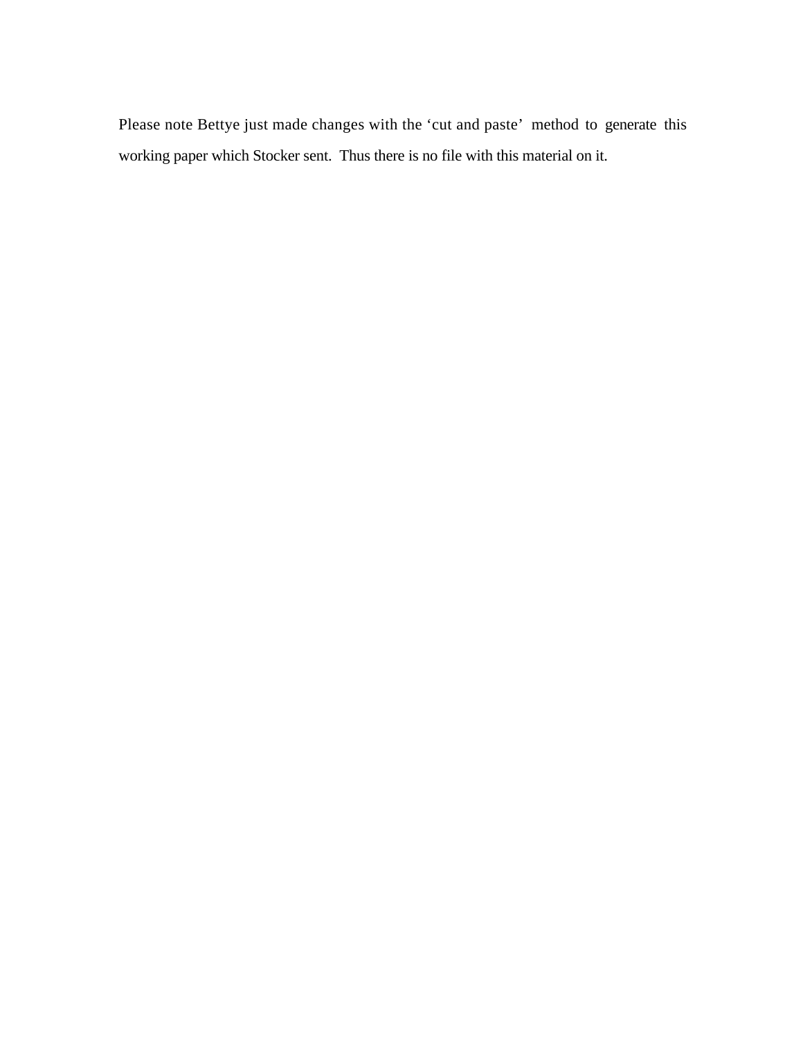Please note Bettye just made changes with the 'cut and paste' method to generate this working paper which Stocker sent. Thus there is no file with this material on it.